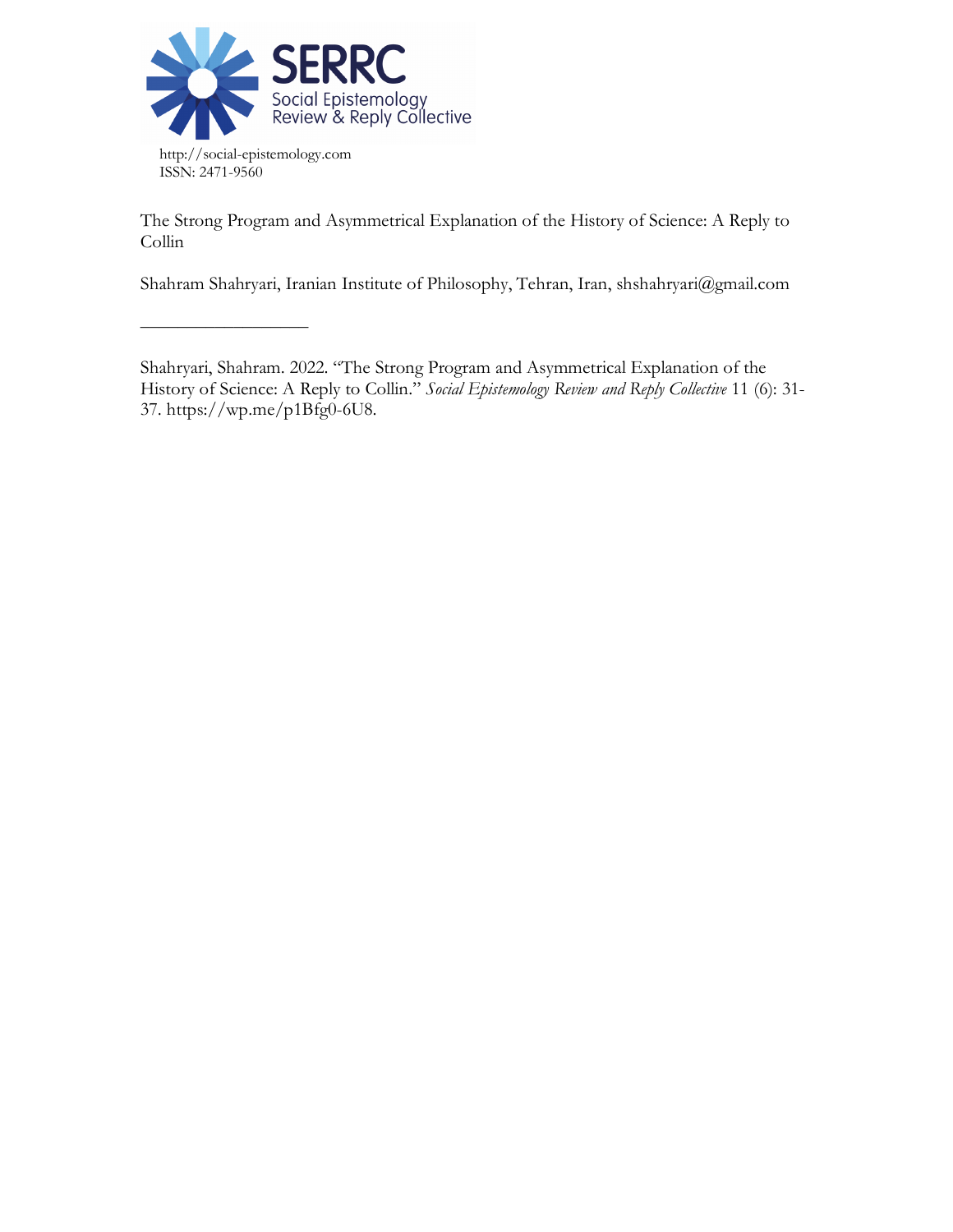http://social-epistemology.com
ISSN: 2471-9560

The Strong Program and Asymmetrical Explanation of the History of Science: A Reply to Collin

Shahram Shahryari, Iranian Institute of Philosophy, Tehran, Iran, shshahryari@gmail.com

---

Shahryari, Shahram. 2022. "The Strong Program and Asymmetrical Explanation of the History of Science: A Reply to Collin." *Social Epistemology Review and Reply Collective* 11 (6): 31-37. https://wp.me/p1Bfg0-6U8.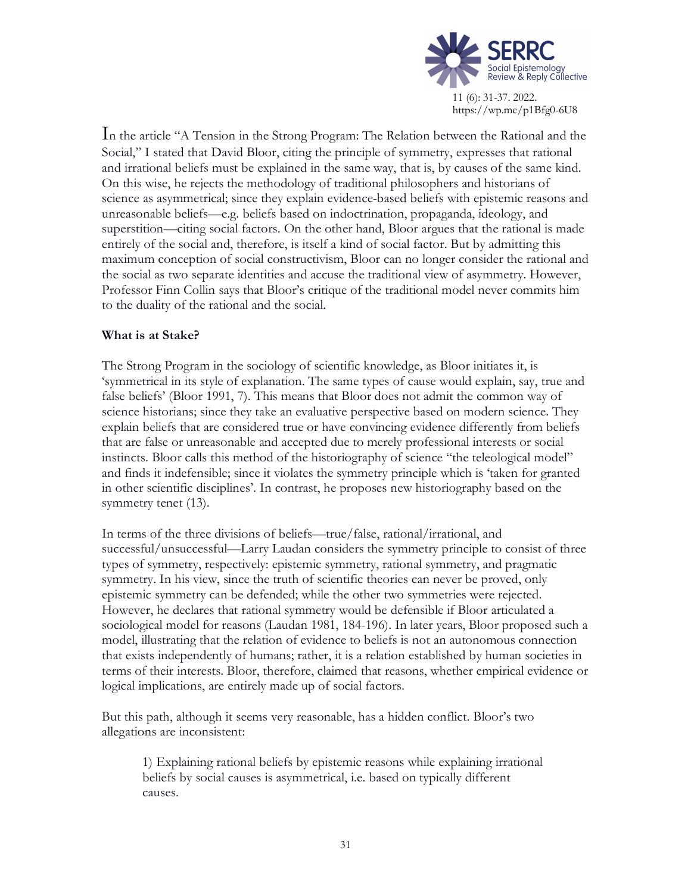In the article "A Tension in the Strong Program: The Relation between the Rational and the Social," I stated that David Bloor, citing the principle of symmetry, expresses that rational and irrational beliefs must be explained in the same way, that is, by causes of the same kind. On this wise, he rejects the methodology of traditional philosophers and historians of science as asymmetrical; since they explain evidence-based beliefs with epistemic reasons and unreasonable beliefs—e.g. beliefs based on indoctrination, propaganda, ideology, and superstition—citing social factors. On the other hand, Bloor argues that the rational is made entirely of the social and, therefore, is itself a kind of social factor. But by admitting this maximum conception of social constructivism, Bloor can no longer consider the rational and the social as two separate identities and accuse the traditional view of asymmetry. However, Professor Finn Collin says that Bloor's critique of the traditional model never commits him to the duality of the rational and the social.

**What is at Stake?**

The Strong Program in the sociology of scientific knowledge, as Bloor initiates it, is 'symmetrical in its style of explanation. The same types of cause would explain, say, true and false beliefs' (Bloor 1991, 7). This means that Bloor does not admit the common way of science historians; since they take an evaluative perspective based on modern science. They explain beliefs that are considered true or have convincing evidence differently from beliefs that are false or unreasonable and accepted due to merely professional interests or social instincts. Bloor calls this method of the historiography of science "the teleological model" and finds it indefensible; since it violates the symmetry principle which is 'taken for granted in other scientific disciplines'. In contrast, he proposes new historiography based on the symmetry tenet (13).

In terms of the three divisions of beliefs—true/false, rational/irrational, and successful/unsuccessful—Larry Laudan considers the symmetry principle to consist of three types of symmetry, respectively: epistemic symmetry, rational symmetry, and pragmatic symmetry. In his view, since the truth of scientific theories can never be proved, only epistemic symmetry can be defended; while the other two symmetries were rejected. However, he declares that rational symmetry would be defensible if Bloor articulated a sociological model for reasons (Laudan 1981, 184-196). In later years, Bloor proposed such a model, illustrating that the relation of evidence to beliefs is not an autonomous connection that exists independently of humans; rather, it is a relation established by human societies in terms of their interests. Bloor, therefore, claimed that reasons, whether empirical evidence or logical implications, are entirely made up of social factors.

But this path, although it seems very reasonable, has a hidden conflict. Bloor's two allegations are inconsistent:

> 1) Explaining rational beliefs by epistemic reasons while explaining irrational beliefs by social causes is asymmetrical, i.e. based on typically different causes.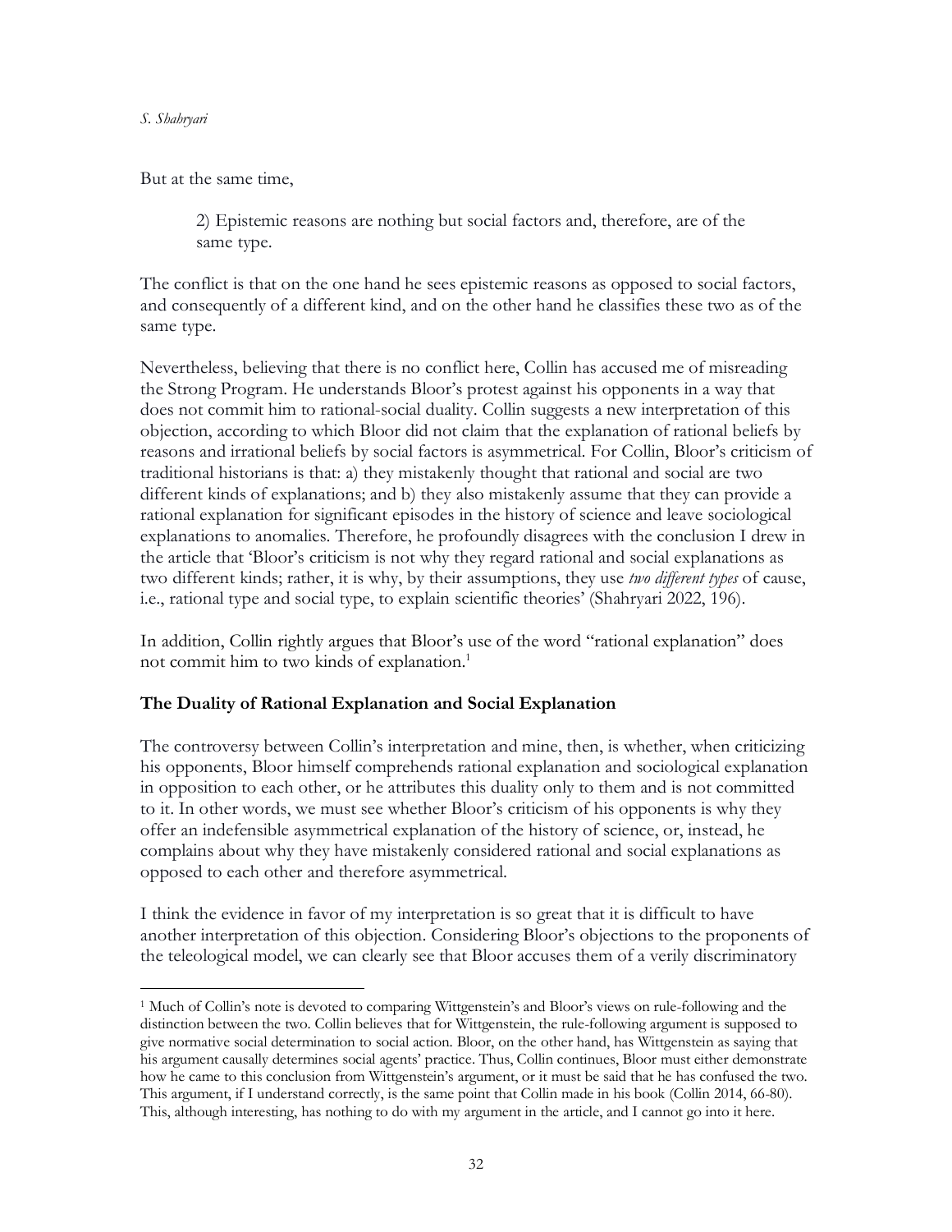But at the same time,

> 2) Epistemic reasons are nothing but social factors and, therefore, are of the same type.

The conflict is that on the one hand he sees epistemic reasons as opposed to social factors, and consequently of a different kind, and on the other hand he classifies these two as of the same type.

Nevertheless, believing that there is no conflict here, Collin has accused me of misreading the Strong Program. He understands Bloor's protest against his opponents in a way that does not commit him to rational-social duality. Collin suggests a new interpretation of this objection, according to which Bloor did not claim that the explanation of rational beliefs by reasons and irrational beliefs by social factors is asymmetrical. For Collin, Bloor's criticism of traditional historians is that: a) they mistakenly thought that rational and social are two different kinds of explanations; and b) they also mistakenly assume that they can provide a rational explanation for significant episodes in the history of science and leave sociological explanations to anomalies. Therefore, he profoundly disagrees with the conclusion I drew in the article that 'Bloor's criticism is not why they regard rational and social explanations as two different kinds; rather, it is why, by their assumptions, they use *two different types* of cause, i.e., rational type and social type, to explain scientific theories' (Shahryari 2022, 196).

In addition, Collin rightly argues that Bloor's use of the word "rational explanation" does not commit him to two kinds of explanation.[1]

## The Duality of Rational Explanation and Social Explanation

The controversy between Collin's interpretation and mine, then, is whether, when criticizing his opponents, Bloor himself comprehends rational explanation and sociological explanation in opposition to each other, or he attributes this duality only to them and is not committed to it. In other words, we must see whether Bloor's criticism of his opponents is why they offer an indefensible asymmetrical explanation of the history of science, or, instead, he complains about why they have mistakenly considered rational and social explanations as opposed to each other and therefore asymmetrical.

I think the evidence in favor of my interpretation is so great that it is difficult to have another interpretation of this objection. Considering Bloor's objections to the proponents of the teleological model, we can clearly see that Bloor accuses them of a verily discriminatory

---

[1] Much of Collin's note is devoted to comparing Wittgenstein's and Bloor's views on rule-following and the distinction between the two. Collin believes that for Wittgenstein, the rule-following argument is supposed to give normative social determination to social action. Bloor, on the other hand, has Wittgenstein as saying that his argument causally determines social agents' practice. Thus, Collin continues, Bloor must either demonstrate how he came to this conclusion from Wittgenstein's argument, or it must be said that he has confused the two. This argument, if I understand correctly, is the same point that Collin made in his book (Collin 2014, 66-80). This, although interesting, has nothing to do with my argument in the article, and I cannot go into it here.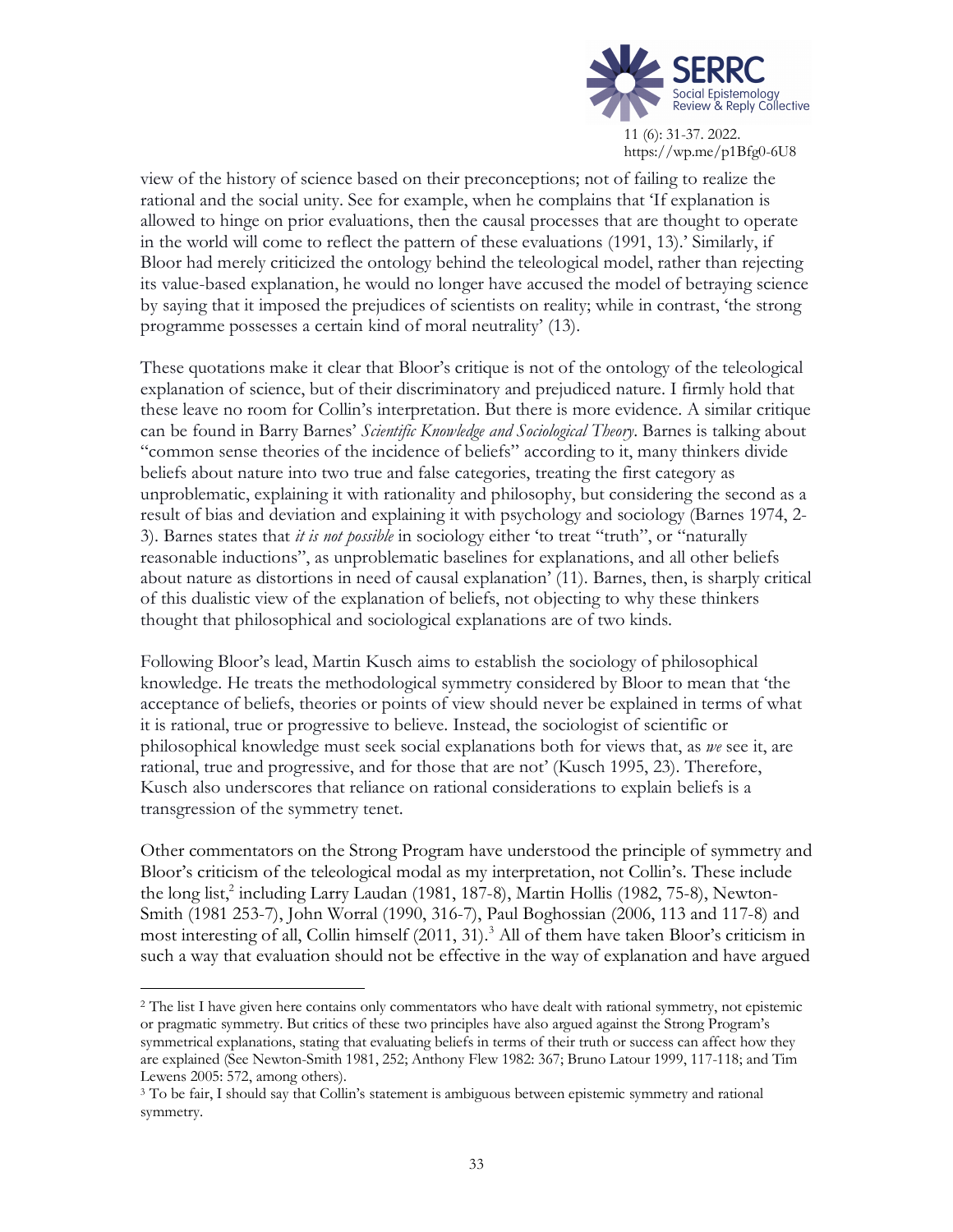view of the history of science based on their preconceptions; not of failing to realize the rational and the social unity. See for example, when he complains that 'If explanation is allowed to hinge on prior evaluations, then the causal processes that are thought to operate in the world will come to reflect the pattern of these evaluations (1991, 13).' Similarly, if Bloor had merely criticized the ontology behind the teleological model, rather than rejecting its value-based explanation, he would no longer have accused the model of betraying science by saying that it imposed the prejudices of scientists on reality; while in contrast, 'the strong programme possesses a certain kind of moral neutrality' (13).

These quotations make it clear that Bloor's critique is not of the ontology of the teleological explanation of science, but of their discriminatory and prejudiced nature. I firmly hold that these leave no room for Collin's interpretation. But there is more evidence. A similar critique can be found in Barry Barnes' *Scientific Knowledge and Sociological Theory*. Barnes is talking about "common sense theories of the incidence of beliefs" according to it, many thinkers divide beliefs about nature into two true and false categories, treating the first category as unproblematic, explaining it with rationality and philosophy, but considering the second as a result of bias and deviation and explaining it with psychology and sociology (Barnes 1974, 2-3). Barnes states that *it is not possible* in sociology either 'to treat "truth", or "naturally reasonable inductions", as unproblematic baselines for explanations, and all other beliefs about nature as distortions in need of causal explanation' (11). Barnes, then, is sharply critical of this dualistic view of the explanation of beliefs, not objecting to why these thinkers thought that philosophical and sociological explanations are of two kinds.

Following Bloor's lead, Martin Kusch aims to establish the sociology of philosophical knowledge. He treats the methodological symmetry considered by Bloor to mean that 'the acceptance of beliefs, theories or points of view should never be explained in terms of what it is rational, true or progressive to believe. Instead, the sociologist of scientific or philosophical knowledge must seek social explanations both for views that, as *we* see it, are rational, true and progressive, and for those that are not' (Kusch 1995, 23). Therefore, Kusch also underscores that reliance on rational considerations to explain beliefs is a transgression of the symmetry tenet.

Other commentators on the Strong Program have understood the principle of symmetry and Bloor's criticism of the teleological modal as my interpretation, not Collin's. These include the long list,[2] including Larry Laudan (1981, 187-8), Martin Hollis (1982, 75-8), Newton-Smith (1981 253-7), John Worral (1990, 316-7), Paul Boghossian (2006, 113 and 117-8) and most interesting of all, Collin himself (2011, 31).[3] All of them have taken Bloor's criticism in such a way that evaluation should not be effective in the way of explanation and have argued

---

[2] The list I have given here contains only commentators who have dealt with rational symmetry, not epistemic or pragmatic symmetry. But critics of these two principles have also argued against the Strong Program's symmetrical explanations, stating that evaluating beliefs in terms of their truth or success can affect how they are explained (See Newton-Smith 1981, 252; Anthony Flew 1982: 367; Bruno Latour 1999, 117-118; and Tim Lewens 2005: 572, among others).

[3] To be fair, I should say that Collin's statement is ambiguous between epistemic symmetry and rational symmetry.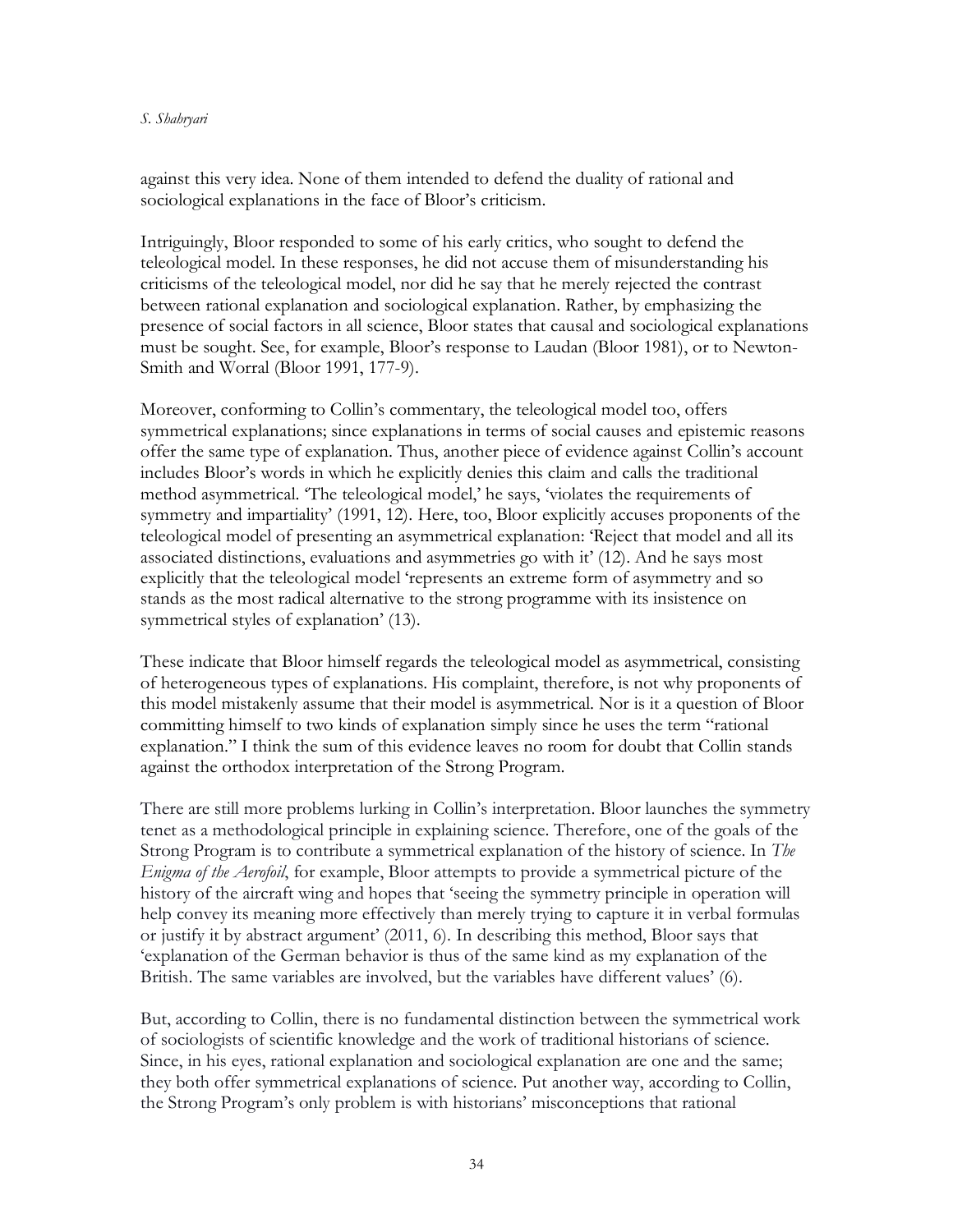against this very idea. None of them intended to defend the duality of rational and sociological explanations in the face of Bloor's criticism.

Intriguingly, Bloor responded to some of his early critics, who sought to defend the teleological model. In these responses, he did not accuse them of misunderstanding his criticisms of the teleological model, nor did he say that he merely rejected the contrast between rational explanation and sociological explanation. Rather, by emphasizing the presence of social factors in all science, Bloor states that causal and sociological explanations must be sought. See, for example, Bloor's response to Laudan (Bloor 1981), or to Newton-Smith and Worral (Bloor 1991, 177-9).

Moreover, conforming to Collin's commentary, the teleological model too, offers symmetrical explanations; since explanations in terms of social causes and epistemic reasons offer the same type of explanation. Thus, another piece of evidence against Collin's account includes Bloor's words in which he explicitly denies this claim and calls the traditional method asymmetrical. 'The teleological model,' he says, 'violates the requirements of symmetry and impartiality' (1991, 12). Here, too, Bloor explicitly accuses proponents of the teleological model of presenting an asymmetrical explanation: 'Reject that model and all its associated distinctions, evaluations and asymmetries go with it' (12). And he says most explicitly that the teleological model 'represents an extreme form of asymmetry and so stands as the most radical alternative to the strong programme with its insistence on symmetrical styles of explanation' (13).

These indicate that Bloor himself regards the teleological model as asymmetrical, consisting of heterogeneous types of explanations. His complaint, therefore, is not why proponents of this model mistakenly assume that their model is asymmetrical. Nor is it a question of Bloor committing himself to two kinds of explanation simply since he uses the term "rational explanation." I think the sum of this evidence leaves no room for doubt that Collin stands against the orthodox interpretation of the Strong Program.

There are still more problems lurking in Collin's interpretation. Bloor launches the symmetry tenet as a methodological principle in explaining science. Therefore, one of the goals of the Strong Program is to contribute a symmetrical explanation of the history of science. In *The Enigma of the Aerofoil*, for example, Bloor attempts to provide a symmetrical picture of the history of the aircraft wing and hopes that 'seeing the symmetry principle in operation will help convey its meaning more effectively than merely trying to capture it in verbal formulas or justify it by abstract argument' (2011, 6). In describing this method, Bloor says that 'explanation of the German behavior is thus of the same kind as my explanation of the British. The same variables are involved, but the variables have different values' (6).

But, according to Collin, there is no fundamental distinction between the symmetrical work of sociologists of scientific knowledge and the work of traditional historians of science. Since, in his eyes, rational explanation and sociological explanation are one and the same; they both offer symmetrical explanations of science. Put another way, according to Collin, the Strong Program's only problem is with historians' misconceptions that rational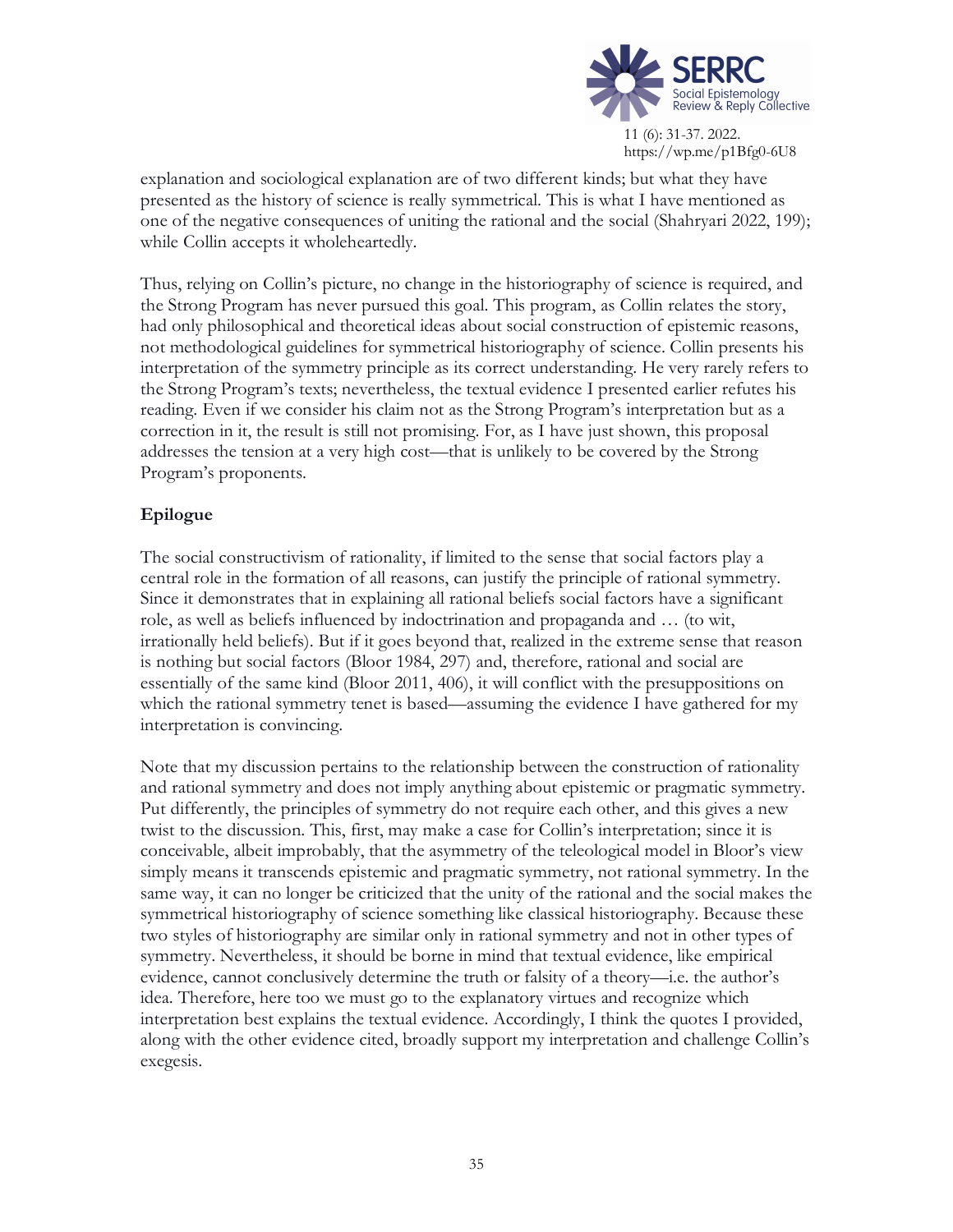explanation and sociological explanation are of two different kinds; but what they have presented as the history of science is really symmetrical. This is what I have mentioned as one of the negative consequences of uniting the rational and the social (Shahryari 2022, 199); while Collin accepts it wholeheartedly.

Thus, relying on Collin's picture, no change in the historiography of science is required, and the Strong Program has never pursued this goal. This program, as Collin relates the story, had only philosophical and theoretical ideas about social construction of epistemic reasons, not methodological guidelines for symmetrical historiography of science. Collin presents his interpretation of the symmetry principle as its correct understanding. He very rarely refers to the Strong Program's texts; nevertheless, the textual evidence I presented earlier refutes his reading. Even if we consider his claim not as the Strong Program's interpretation but as a correction in it, the result is still not promising. For, as I have just shown, this proposal addresses the tension at a very high cost—that is unlikely to be covered by the Strong Program's proponents.

## Epilogue

The social constructivism of rationality, if limited to the sense that social factors play a central role in the formation of all reasons, can justify the principle of rational symmetry. Since it demonstrates that in explaining all rational beliefs social factors have a significant role, as well as beliefs influenced by indoctrination and propaganda and … (to wit, irrationally held beliefs). But if it goes beyond that, realized in the extreme sense that reason is nothing but social factors (Bloor 1984, 297) and, therefore, rational and social are essentially of the same kind (Bloor 2011, 406), it will conflict with the presuppositions on which the rational symmetry tenet is based—assuming the evidence I have gathered for my interpretation is convincing.

Note that my discussion pertains to the relationship between the construction of rationality and rational symmetry and does not imply anything about epistemic or pragmatic symmetry. Put differently, the principles of symmetry do not require each other, and this gives a new twist to the discussion. This, first, may make a case for Collin's interpretation; since it is conceivable, albeit improbably, that the asymmetry of the teleological model in Bloor's view simply means it transcends epistemic and pragmatic symmetry, not rational symmetry. In the same way, it can no longer be criticized that the unity of the rational and the social makes the symmetrical historiography of science something like classical historiography. Because these two styles of historiography are similar only in rational symmetry and not in other types of symmetry. Nevertheless, it should be borne in mind that textual evidence, like empirical evidence, cannot conclusively determine the truth or falsity of a theory—i.e. the author's idea. Therefore, here too we must go to the explanatory virtues and recognize which interpretation best explains the textual evidence. Accordingly, I think the quotes I provided, along with the other evidence cited, broadly support my interpretation and challenge Collin's exegesis.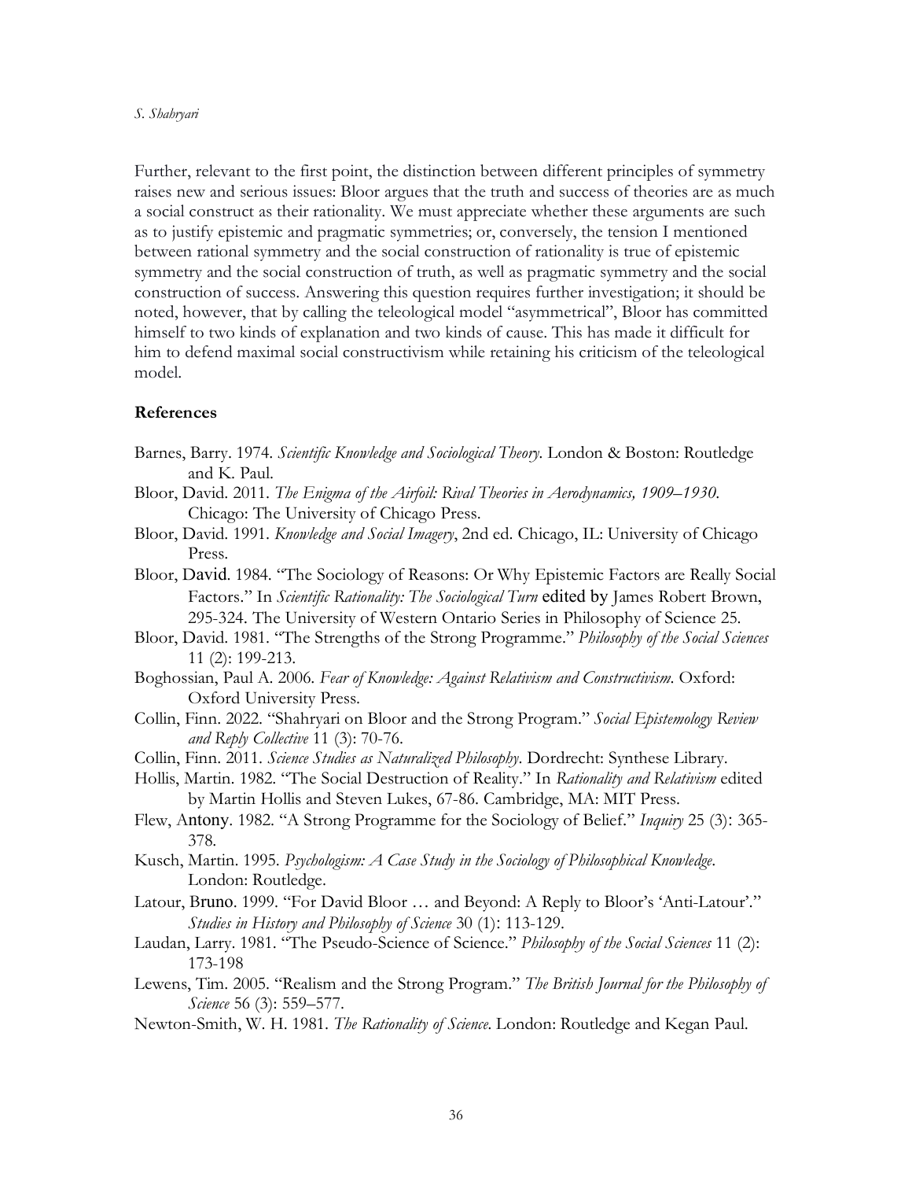Further, relevant to the first point, the distinction between different principles of symmetry raises new and serious issues: Bloor argues that the truth and success of theories are as much a social construct as their rationality. We must appreciate whether these arguments are such as to justify epistemic and pragmatic symmetries; or, conversely, the tension I mentioned between rational symmetry and the social construction of rationality is true of epistemic symmetry and the social construction of truth, as well as pragmatic symmetry and the social construction of success. Answering this question requires further investigation; it should be noted, however, that by calling the teleological model "asymmetrical", Bloor has committed himself to two kinds of explanation and two kinds of cause. This has made it difficult for him to defend maximal social constructivism while retaining his criticism of the teleological model.

## References

Barnes, Barry. 1974. *Scientific Knowledge and Sociological Theory*. London & Boston: Routledge and K. Paul.

Bloor, David. 2011. *The Enigma of the Airfoil: Rival Theories in Aerodynamics, 1909–1930*. Chicago: The University of Chicago Press.

Bloor, David. 1991. *Knowledge and Social Imagery*, 2nd ed. Chicago, IL: University of Chicago Press.

Bloor, David. 1984. "The Sociology of Reasons: Or Why Epistemic Factors are Really Social Factors." In *Scientific Rationality: The Sociological Turn* edited by James Robert Brown, 295-324. The University of Western Ontario Series in Philosophy of Science 25.

Bloor, David. 1981. "The Strengths of the Strong Programme." *Philosophy of the Social Sciences* 11 (2): 199-213.

Boghossian, Paul A. 2006. *Fear of Knowledge: Against Relativism and Constructivism.* Oxford: Oxford University Press.

Collin, Finn. 2022. "Shahryari on Bloor and the Strong Program." *Social Epistemology Review and Reply Collective* 11 (3): 70-76.

Collin, Finn. 2011. *Science Studies as Naturalized Philosophy*. Dordrecht: Synthese Library.

Hollis, Martin. 1982. "The Social Destruction of Reality." In *Rationality and Relativism* edited by Martin Hollis and Steven Lukes, 67-86. Cambridge, MA: MIT Press.

Flew, Antony. 1982. "A Strong Programme for the Sociology of Belief." *Inquiry* 25 (3): 365-378.

Kusch, Martin. 1995. *Psychologism: A Case Study in the Sociology of Philosophical Knowledge*. London: Routledge.

Latour, Bruno. 1999. "For David Bloor … and Beyond: A Reply to Bloor's 'Anti-Latour'." *Studies in History and Philosophy of Science* 30 (1): 113-129.

Laudan, Larry. 1981. "The Pseudo-Science of Science." *Philosophy of the Social Sciences* 11 (2): 173-198

Lewens, Tim. 2005. "Realism and the Strong Program." *The British Journal for the Philosophy of Science* 56 (3): 559–577.

Newton-Smith, W. H. 1981. *The Rationality of Science*. London: Routledge and Kegan Paul.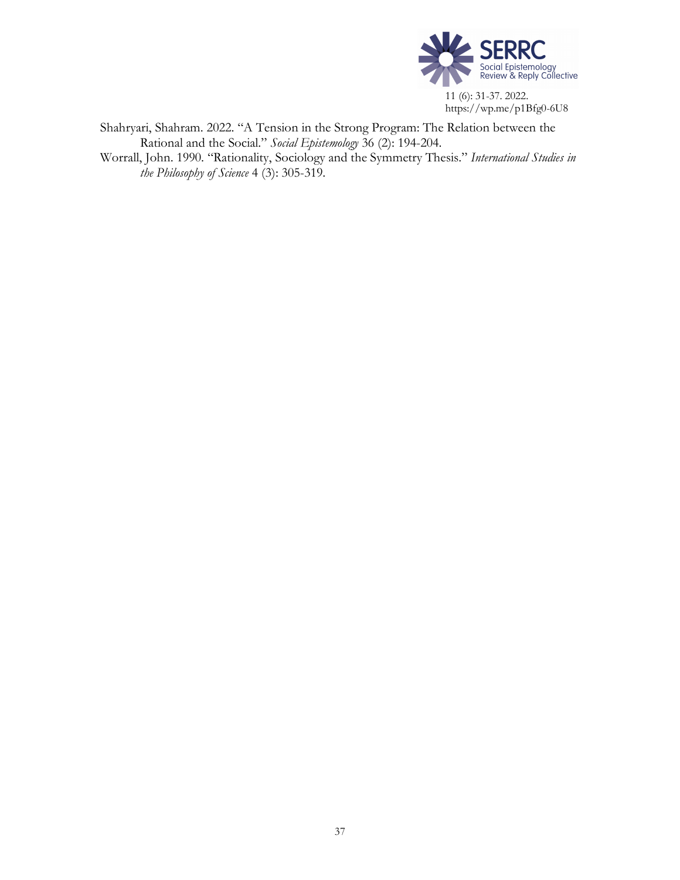Shahryari, Shahram. 2022. "A Tension in the Strong Program: The Relation between the Rational and the Social." *Social Epistemology* 36 (2): 194-204.

Worrall, John. 1990. "Rationality, Sociology and the Symmetry Thesis." *International Studies in the Philosophy of Science* 4 (3): 305-319.